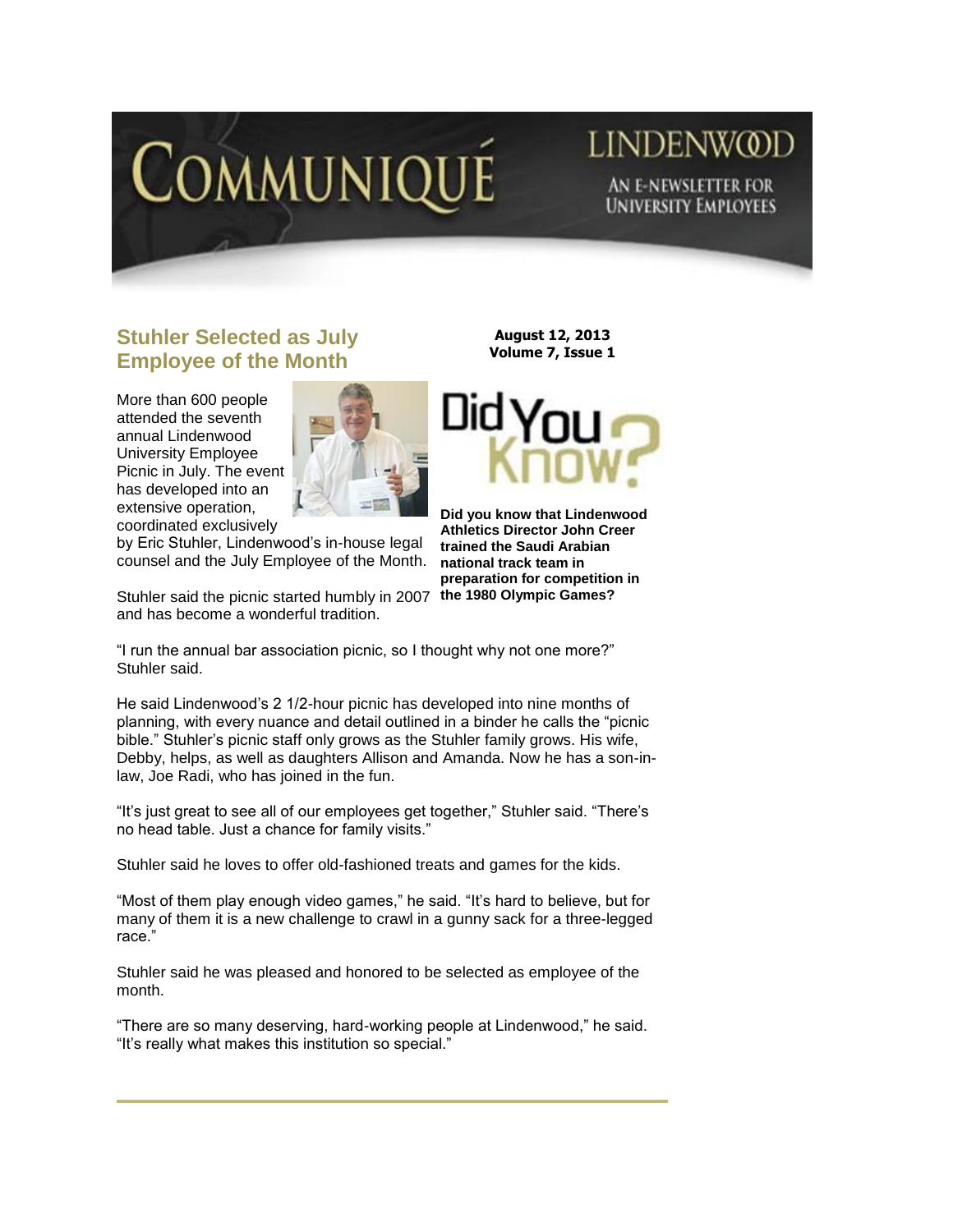# COMMUNIQUÉ

LINDENWOOD

AN E-NEWSLETTER FOR UNIVERSITY EMPLOYEES

**August 12, 2013**
**Volume 7, Issue 1**

## Stuhler Selected as July Employee of the Month

More than 600 people attended the seventh annual Lindenwood University Employee Picnic in July. The event has developed into an extensive operation, coordinated exclusively by Eric Stuhler, Lindenwood's in-house legal counsel and the July Employee of the Month.

Stuhler said the picnic started humbly in 2007 and has become a wonderful tradition.

"I run the annual bar association picnic, so I thought why not one more?" Stuhler said.

He said Lindenwood's 2 1/2-hour picnic has developed into nine months of planning, with every nuance and detail outlined in a binder he calls the "picnic bible." Stuhler's picnic staff only grows as the Stuhler family grows. His wife, Debby, helps, as well as daughters Allison and Amanda. Now he has a son-in-law, Joe Radi, who has joined in the fun.

"It's just great to see all of our employees get together," Stuhler said. "There's no head table. Just a chance for family visits."

Stuhler said he loves to offer old-fashioned treats and games for the kids.

"Most of them play enough video games," he said. "It's hard to believe, but for many of them it is a new challenge to crawl in a gunny sack for a three-legged race."

Stuhler said he was pleased and honored to be selected as employee of the month.

"There are so many deserving, hard-working people at Lindenwood," he said. "It's really what makes this institution so special."

## Did You Know?

**Did you know that Lindenwood Athletics Director John Creer trained the Saudi Arabian national track team in preparation for competition in the 1980 Olympic Games?**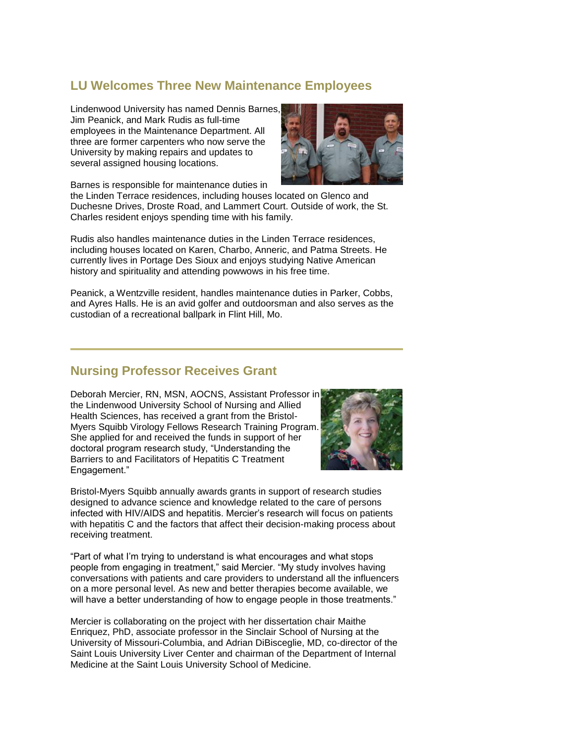## LU Welcomes Three New Maintenance Employees

Lindenwood University has named Dennis Barnes, Jim Peanick, and Mark Rudis as full-time employees in the Maintenance Department. All three are former carpenters who now serve the University by making repairs and updates to several assigned housing locations.

Barnes is responsible for maintenance duties in the Linden Terrace residences, including houses located on Glenco and Duchesne Drives, Droste Road, and Lammert Court. Outside of work, the St. Charles resident enjoys spending time with his family.

Rudis also handles maintenance duties in the Linden Terrace residences, including houses located on Karen, Charbo, Anneric, and Patma Streets. He currently lives in Portage Des Sioux and enjoys studying Native American history and spirituality and attending powwows in his free time.

Peanick, a Wentzville resident, handles maintenance duties in Parker, Cobbs, and Ayres Halls. He is an avid golfer and outdoorsman and also serves as the custodian of a recreational ballpark in Flint Hill, Mo.

---

## Nursing Professor Receives Grant

Deborah Mercier, RN, MSN, AOCNS, Assistant Professor in the Lindenwood University School of Nursing and Allied Health Sciences, has received a grant from the Bristol-Myers Squibb Virology Fellows Research Training Program. She applied for and received the funds in support of her doctoral program research study, "Understanding the Barriers to and Facilitators of Hepatitis C Treatment Engagement."

Bristol-Myers Squibb annually awards grants in support of research studies designed to advance science and knowledge related to the care of persons infected with HIV/AIDS and hepatitis. Mercier's research will focus on patients with hepatitis C and the factors that affect their decision-making process about receiving treatment.

"Part of what I'm trying to understand is what encourages and what stops people from engaging in treatment," said Mercier. "My study involves having conversations with patients and care providers to understand all the influencers on a more personal level. As new and better therapies become available, we will have a better understanding of how to engage people in those treatments."

Mercier is collaborating on the project with her dissertation chair Maithe Enriquez, PhD, associate professor in the Sinclair School of Nursing at the University of Missouri-Columbia, and Adrian DiBisceglie, MD, co-director of the Saint Louis University Liver Center and chairman of the Department of Internal Medicine at the Saint Louis University School of Medicine.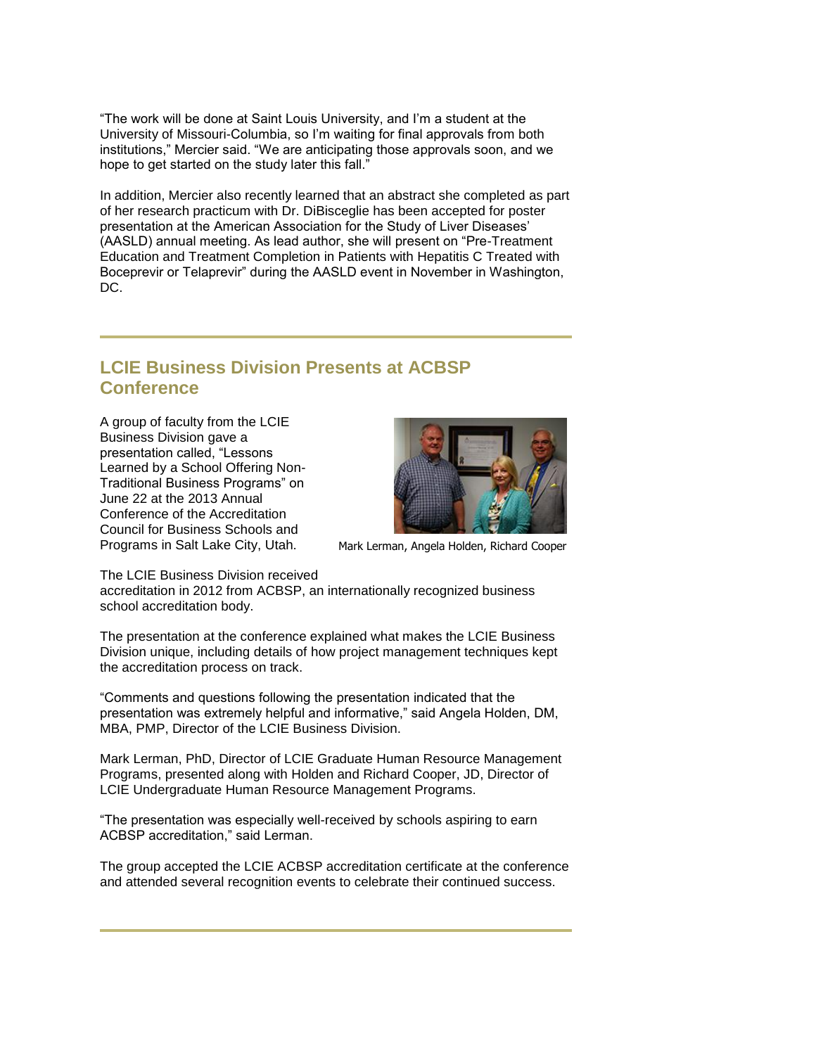"The work will be done at Saint Louis University, and I'm a student at the University of Missouri-Columbia, so I'm waiting for final approvals from both institutions," Mercier said. "We are anticipating those approvals soon, and we hope to get started on the study later this fall."

In addition, Mercier also recently learned that an abstract she completed as part of her research practicum with Dr. DiBisceglie has been accepted for poster presentation at the American Association for the Study of Liver Diseases' (AASLD) annual meeting. As lead author, she will present on "Pre-Treatment Education and Treatment Completion in Patients with Hepatitis C Treated with Boceprevir or Telaprevir" during the AASLD event in November in Washington, DC.

---

## LCIE Business Division Presents at ACBSP Conference

A group of faculty from the LCIE Business Division gave a presentation called, "Lessons Learned by a School Offering Non-Traditional Business Programs" on June 22 at the 2013 Annual Conference of the Accreditation Council for Business Schools and Programs in Salt Lake City, Utah.

Mark Lerman, Angela Holden, Richard Cooper

The LCIE Business Division received accreditation in 2012 from ACBSP, an internationally recognized business school accreditation body.

The presentation at the conference explained what makes the LCIE Business Division unique, including details of how project management techniques kept the accreditation process on track.

"Comments and questions following the presentation indicated that the presentation was extremely helpful and informative," said Angela Holden, DM, MBA, PMP, Director of the LCIE Business Division.

Mark Lerman, PhD, Director of LCIE Graduate Human Resource Management Programs, presented along with Holden and Richard Cooper, JD, Director of LCIE Undergraduate Human Resource Management Programs.

"The presentation was especially well-received by schools aspiring to earn ACBSP accreditation," said Lerman.

The group accepted the LCIE ACBSP accreditation certificate at the conference and attended several recognition events to celebrate their continued success.

---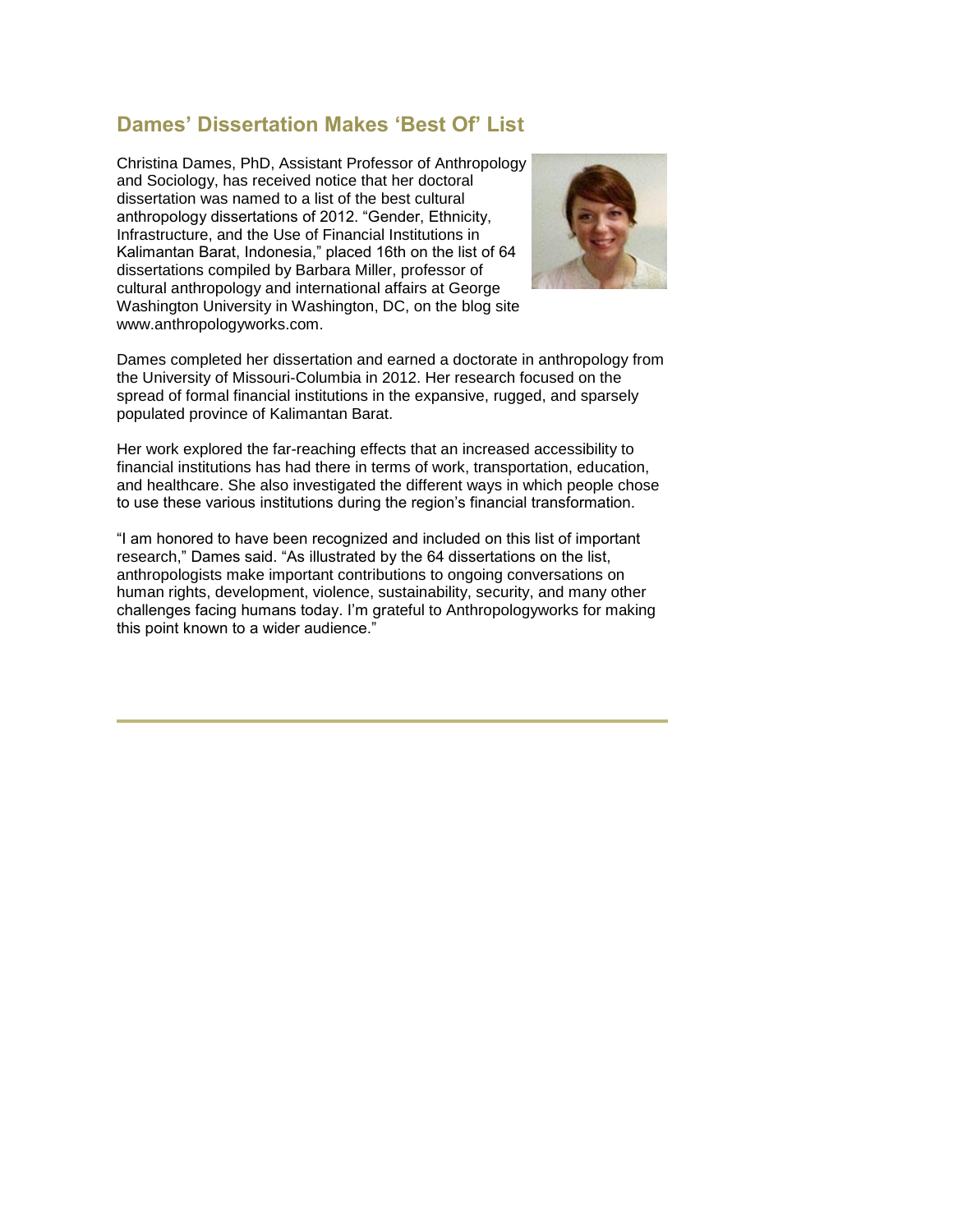## Dames' Dissertation Makes 'Best Of' List

Christina Dames, PhD, Assistant Professor of Anthropology and Sociology, has received notice that her doctoral dissertation was named to a list of the best cultural anthropology dissertations of 2012. "Gender, Ethnicity, Infrastructure, and the Use of Financial Institutions in Kalimantan Barat, Indonesia," placed 16th on the list of 64 dissertations compiled by Barbara Miller, professor of cultural anthropology and international affairs at George Washington University in Washington, DC, on the blog site www.anthropologyworks.com.

Dames completed her dissertation and earned a doctorate in anthropology from the University of Missouri-Columbia in 2012. Her research focused on the spread of formal financial institutions in the expansive, rugged, and sparsely populated province of Kalimantan Barat.

Her work explored the far-reaching effects that an increased accessibility to financial institutions has had there in terms of work, transportation, education, and healthcare. She also investigated the different ways in which people chose to use these various institutions during the region's financial transformation.

"I am honored to have been recognized and included on this list of important research," Dames said. "As illustrated by the 64 dissertations on the list, anthropologists make important contributions to ongoing conversations on human rights, development, violence, sustainability, security, and many other challenges facing humans today. I'm grateful to Anthropologyworks for making this point known to a wider audience."